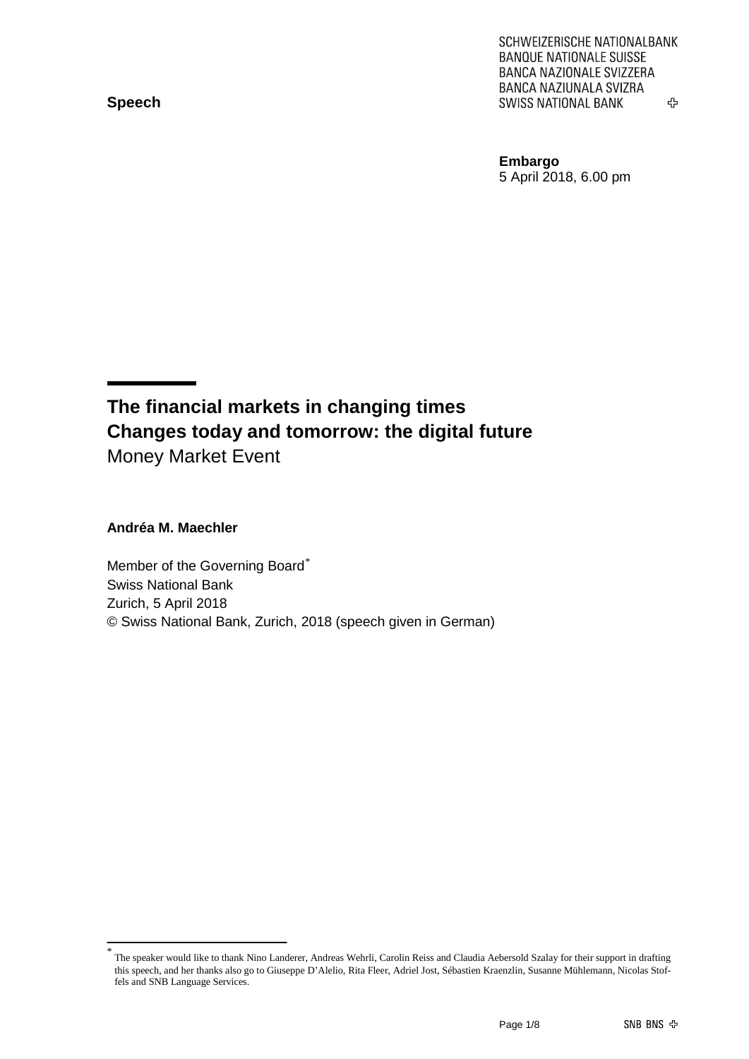SCHWEIZERISCHE NATIONALBANK
BANQUE NATIONALE SUISSE
BANCA NAZIONALE SVIZZERA
BANCA NAZIUNALA SVIZRA
SWISS NATIONAL BANK

**Speech**

**Embargo**
5 April 2018, 6.00 pm

# The financial markets in changing times
# Changes today and tomorrow: the digital future

Money Market Event

**Andréa M. Maechler**

Member of the Governing Board*
Swiss National Bank
Zurich, 5 April 2018
© Swiss National Bank, Zurich, 2018 (speech given in German)

* The speaker would like to thank Nino Landerer, Andreas Wehrli, Carolin Reiss and Claudia Aebersold Szalay for their support in drafting this speech, and her thanks also go to Giuseppe D'Alelio, Rita Fleer, Adriel Jost, Sébastien Kraenzlin, Susanne Mühlemann, Nicolas Stoffels and SNB Language Services.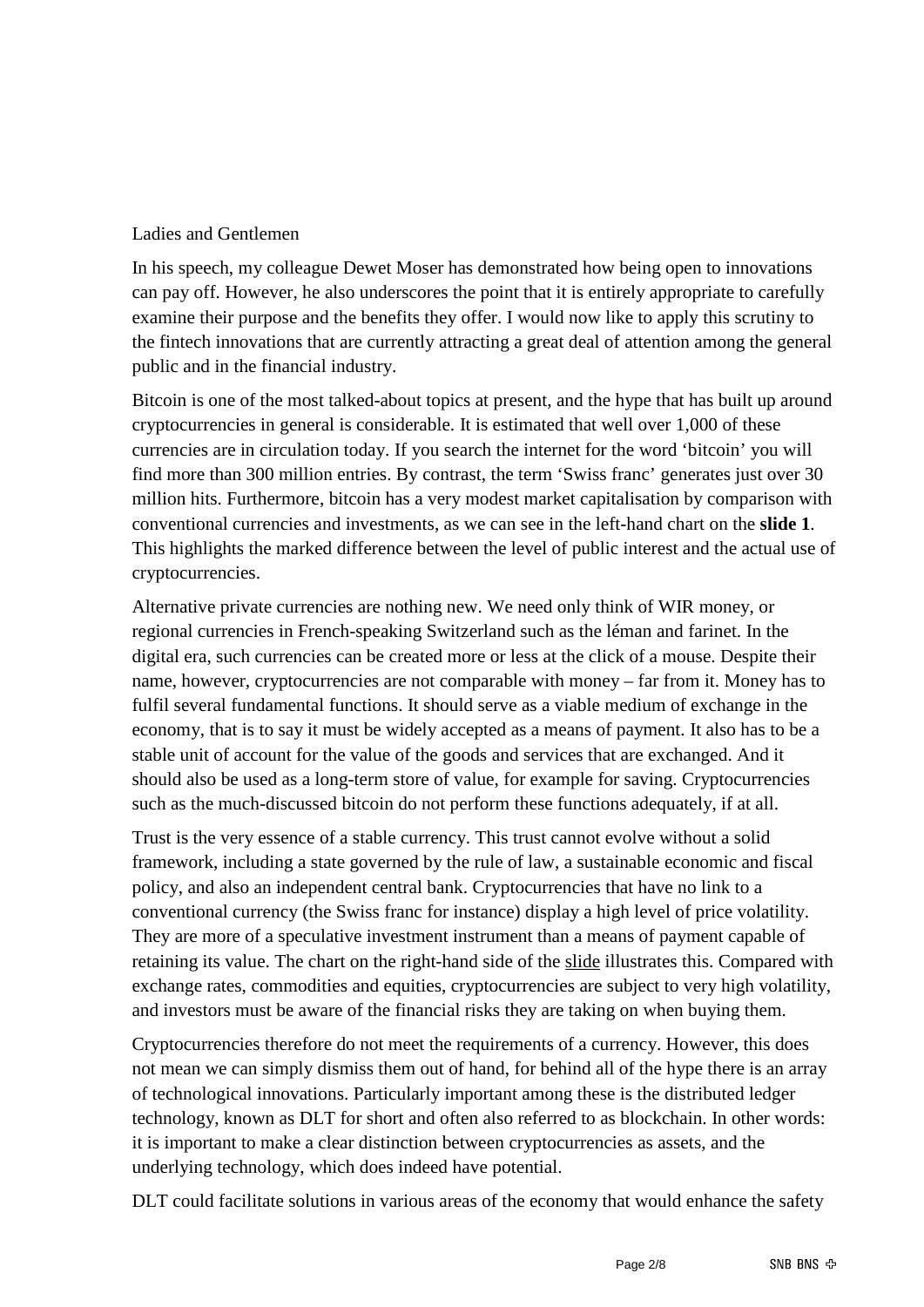Ladies and Gentlemen

In his speech, my colleague Dewet Moser has demonstrated how being open to innovations can pay off. However, he also underscores the point that it is entirely appropriate to carefully examine their purpose and the benefits they offer. I would now like to apply this scrutiny to the fintech innovations that are currently attracting a great deal of attention among the general public and in the financial industry.

Bitcoin is one of the most talked-about topics at present, and the hype that has built up around cryptocurrencies in general is considerable. It is estimated that well over 1,000 of these currencies are in circulation today. If you search the internet for the word 'bitcoin' you will find more than 300 million entries. By contrast, the term 'Swiss franc' generates just over 30 million hits. Furthermore, bitcoin has a very modest market capitalisation by comparison with conventional currencies and investments, as we can see in the left-hand chart on the **slide 1**. This highlights the marked difference between the level of public interest and the actual use of cryptocurrencies.

Alternative private currencies are nothing new. We need only think of WIR money, or regional currencies in French-speaking Switzerland such as the léman and farinet. In the digital era, such currencies can be created more or less at the click of a mouse. Despite their name, however, cryptocurrencies are not comparable with money – far from it. Money has to fulfil several fundamental functions. It should serve as a viable medium of exchange in the economy, that is to say it must be widely accepted as a means of payment. It also has to be a stable unit of account for the value of the goods and services that are exchanged. And it should also be used as a long-term store of value, for example for saving. Cryptocurrencies such as the much-discussed bitcoin do not perform these functions adequately, if at all.

Trust is the very essence of a stable currency. This trust cannot evolve without a solid framework, including a state governed by the rule of law, a sustainable economic and fiscal policy, and also an independent central bank. Cryptocurrencies that have no link to a conventional currency (the Swiss franc for instance) display a high level of price volatility. They are more of a speculative investment instrument than a means of payment capable of retaining its value. The chart on the right-hand side of the slide illustrates this. Compared with exchange rates, commodities and equities, cryptocurrencies are subject to very high volatility, and investors must be aware of the financial risks they are taking on when buying them.

Cryptocurrencies therefore do not meet the requirements of a currency. However, this does not mean we can simply dismiss them out of hand, for behind all of the hype there is an array of technological innovations. Particularly important among these is the distributed ledger technology, known as DLT for short and often also referred to as blockchain. In other words: it is important to make a clear distinction between cryptocurrencies as assets, and the underlying technology, which does indeed have potential.

DLT could facilitate solutions in various areas of the economy that would enhance the safety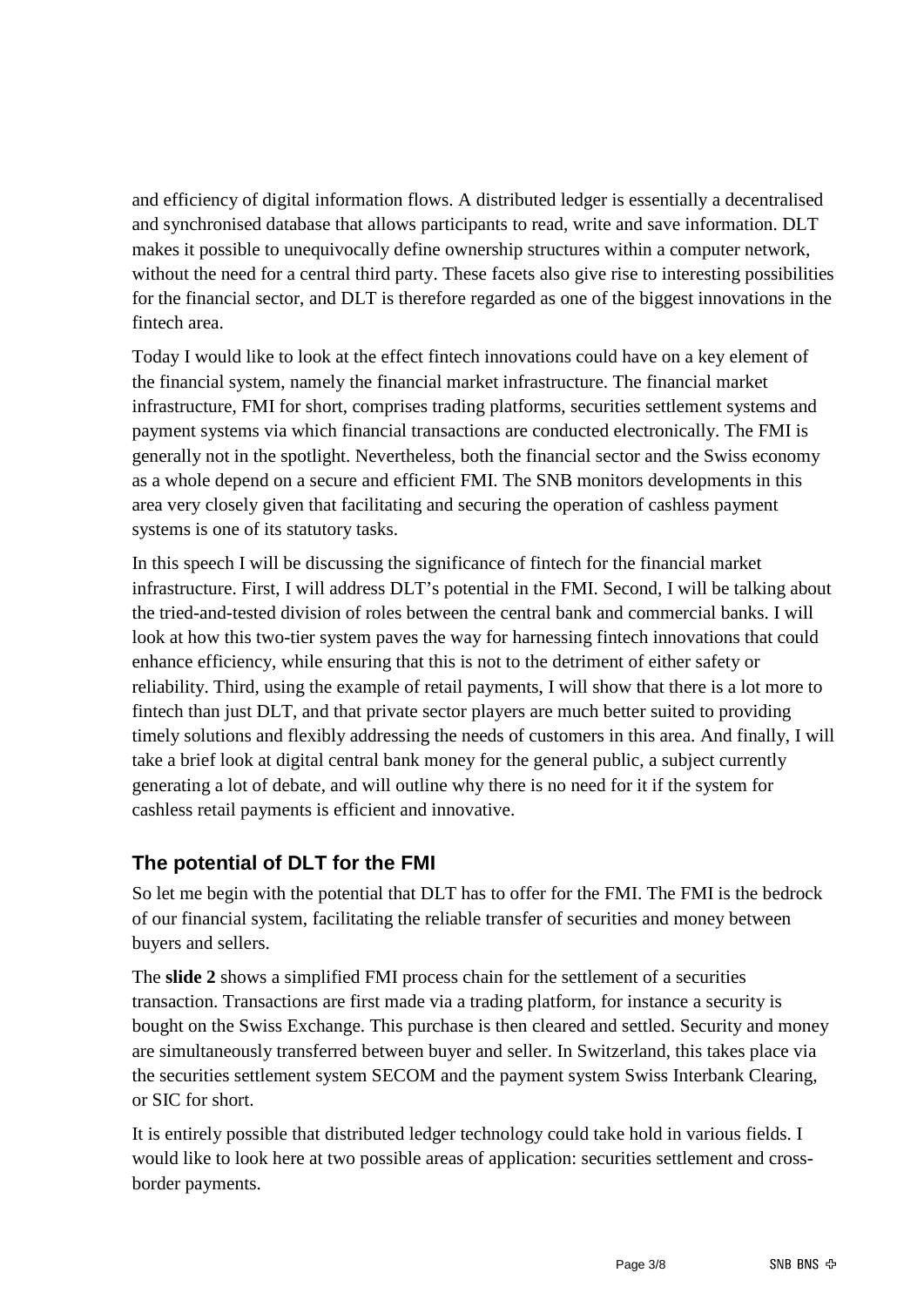and efficiency of digital information flows. A distributed ledger is essentially a decentralised and synchronised database that allows participants to read, write and save information. DLT makes it possible to unequivocally define ownership structures within a computer network, without the need for a central third party. These facets also give rise to interesting possibilities for the financial sector, and DLT is therefore regarded as one of the biggest innovations in the fintech area.

Today I would like to look at the effect fintech innovations could have on a key element of the financial system, namely the financial market infrastructure. The financial market infrastructure, FMI for short, comprises trading platforms, securities settlement systems and payment systems via which financial transactions are conducted electronically. The FMI is generally not in the spotlight. Nevertheless, both the financial sector and the Swiss economy as a whole depend on a secure and efficient FMI. The SNB monitors developments in this area very closely given that facilitating and securing the operation of cashless payment systems is one of its statutory tasks.

In this speech I will be discussing the significance of fintech for the financial market infrastructure. First, I will address DLT's potential in the FMI. Second, I will be talking about the tried-and-tested division of roles between the central bank and commercial banks. I will look at how this two-tier system paves the way for harnessing fintech innovations that could enhance efficiency, while ensuring that this is not to the detriment of either safety or reliability. Third, using the example of retail payments, I will show that there is a lot more to fintech than just DLT, and that private sector players are much better suited to providing timely solutions and flexibly addressing the needs of customers in this area. And finally, I will take a brief look at digital central bank money for the general public, a subject currently generating a lot of debate, and will outline why there is no need for it if the system for cashless retail payments is efficient and innovative.

## The potential of DLT for the FMI

So let me begin with the potential that DLT has to offer for the FMI. The FMI is the bedrock of our financial system, facilitating the reliable transfer of securities and money between buyers and sellers.

The **slide 2** shows a simplified FMI process chain for the settlement of a securities transaction. Transactions are first made via a trading platform, for instance a security is bought on the Swiss Exchange. This purchase is then cleared and settled. Security and money are simultaneously transferred between buyer and seller. In Switzerland, this takes place via the securities settlement system SECOM and the payment system Swiss Interbank Clearing, or SIC for short.

It is entirely possible that distributed ledger technology could take hold in various fields. I would like to look here at two possible areas of application: securities settlement and cross-border payments.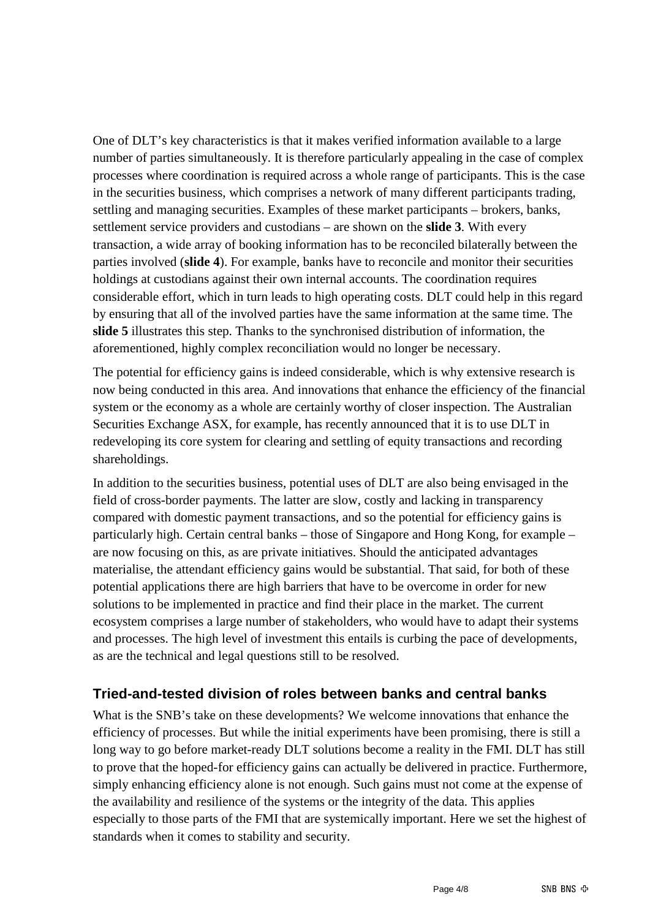One of DLT's key characteristics is that it makes verified information available to a large number of parties simultaneously. It is therefore particularly appealing in the case of complex processes where coordination is required across a whole range of participants. This is the case in the securities business, which comprises a network of many different participants trading, settling and managing securities. Examples of these market participants – brokers, banks, settlement service providers and custodians – are shown on the **slide 3**. With every transaction, a wide array of booking information has to be reconciled bilaterally between the parties involved (**slide 4**). For example, banks have to reconcile and monitor their securities holdings at custodians against their own internal accounts. The coordination requires considerable effort, which in turn leads to high operating costs. DLT could help in this regard by ensuring that all of the involved parties have the same information at the same time. The **slide 5** illustrates this step. Thanks to the synchronised distribution of information, the aforementioned, highly complex reconciliation would no longer be necessary.

The potential for efficiency gains is indeed considerable, which is why extensive research is now being conducted in this area. And innovations that enhance the efficiency of the financial system or the economy as a whole are certainly worthy of closer inspection. The Australian Securities Exchange ASX, for example, has recently announced that it is to use DLT in redeveloping its core system for clearing and settling of equity transactions and recording shareholdings.

In addition to the securities business, potential uses of DLT are also being envisaged in the field of cross-border payments. The latter are slow, costly and lacking in transparency compared with domestic payment transactions, and so the potential for efficiency gains is particularly high. Certain central banks – those of Singapore and Hong Kong, for example – are now focusing on this, as are private initiatives. Should the anticipated advantages materialise, the attendant efficiency gains would be substantial. That said, for both of these potential applications there are high barriers that have to be overcome in order for new solutions to be implemented in practice and find their place in the market. The current ecosystem comprises a large number of stakeholders, who would have to adapt their systems and processes. The high level of investment this entails is curbing the pace of developments, as are the technical and legal questions still to be resolved.

## Tried-and-tested division of roles between banks and central banks

What is the SNB's take on these developments? We welcome innovations that enhance the efficiency of processes. But while the initial experiments have been promising, there is still a long way to go before market-ready DLT solutions become a reality in the FMI. DLT has still to prove that the hoped-for efficiency gains can actually be delivered in practice. Furthermore, simply enhancing efficiency alone is not enough. Such gains must not come at the expense of the availability and resilience of the systems or the integrity of the data. This applies especially to those parts of the FMI that are systemically important. Here we set the highest of standards when it comes to stability and security.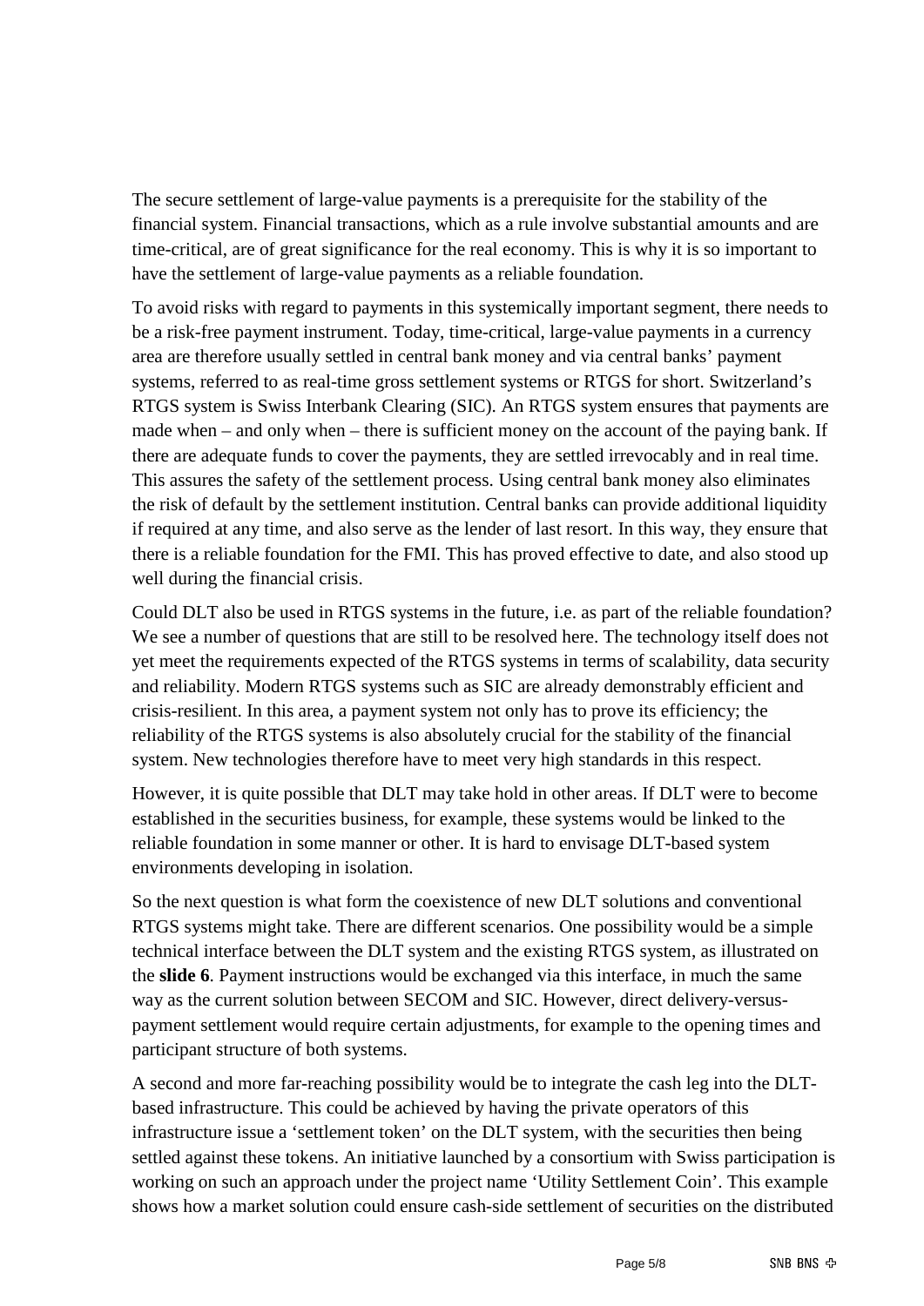The secure settlement of large-value payments is a prerequisite for the stability of the financial system. Financial transactions, which as a rule involve substantial amounts and are time-critical, are of great significance for the real economy. This is why it is so important to have the settlement of large-value payments as a reliable foundation.

To avoid risks with regard to payments in this systemically important segment, there needs to be a risk-free payment instrument. Today, time-critical, large-value payments in a currency area are therefore usually settled in central bank money and via central banks' payment systems, referred to as real-time gross settlement systems or RTGS for short. Switzerland's RTGS system is Swiss Interbank Clearing (SIC). An RTGS system ensures that payments are made when – and only when – there is sufficient money on the account of the paying bank. If there are adequate funds to cover the payments, they are settled irrevocably and in real time. This assures the safety of the settlement process. Using central bank money also eliminates the risk of default by the settlement institution. Central banks can provide additional liquidity if required at any time, and also serve as the lender of last resort. In this way, they ensure that there is a reliable foundation for the FMI. This has proved effective to date, and also stood up well during the financial crisis.

Could DLT also be used in RTGS systems in the future, i.e. as part of the reliable foundation? We see a number of questions that are still to be resolved here. The technology itself does not yet meet the requirements expected of the RTGS systems in terms of scalability, data security and reliability. Modern RTGS systems such as SIC are already demonstrably efficient and crisis-resilient. In this area, a payment system not only has to prove its efficiency; the reliability of the RTGS systems is also absolutely crucial for the stability of the financial system. New technologies therefore have to meet very high standards in this respect.

However, it is quite possible that DLT may take hold in other areas. If DLT were to become established in the securities business, for example, these systems would be linked to the reliable foundation in some manner or other. It is hard to envisage DLT-based system environments developing in isolation.

So the next question is what form the coexistence of new DLT solutions and conventional RTGS systems might take. There are different scenarios. One possibility would be a simple technical interface between the DLT system and the existing RTGS system, as illustrated on the **slide 6**. Payment instructions would be exchanged via this interface, in much the same way as the current solution between SECOM and SIC. However, direct delivery-versus-payment settlement would require certain adjustments, for example to the opening times and participant structure of both systems.

A second and more far-reaching possibility would be to integrate the cash leg into the DLT-based infrastructure. This could be achieved by having the private operators of this infrastructure issue a 'settlement token' on the DLT system, with the securities then being settled against these tokens. An initiative launched by a consortium with Swiss participation is working on such an approach under the project name 'Utility Settlement Coin'. This example shows how a market solution could ensure cash-side settlement of securities on the distributed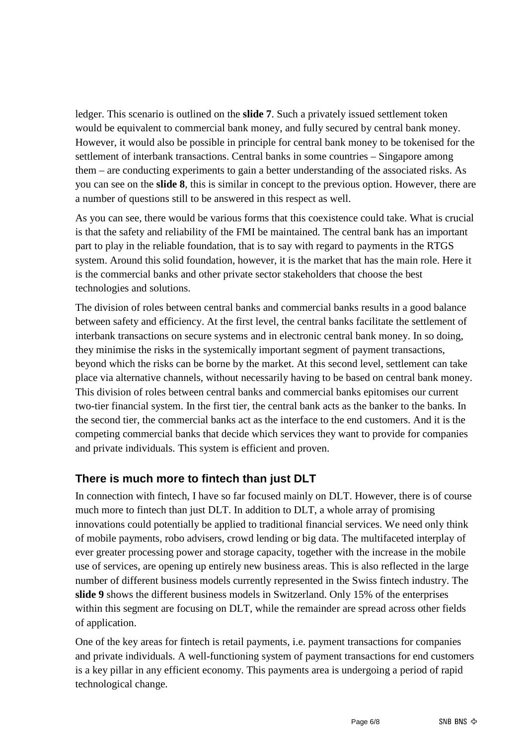ledger. This scenario is outlined on the **slide 7**. Such a privately issued settlement token would be equivalent to commercial bank money, and fully secured by central bank money. However, it would also be possible in principle for central bank money to be tokenised for the settlement of interbank transactions. Central banks in some countries – Singapore among them – are conducting experiments to gain a better understanding of the associated risks. As you can see on the **slide 8**, this is similar in concept to the previous option. However, there are a number of questions still to be answered in this respect as well.

As you can see, there would be various forms that this coexistence could take. What is crucial is that the safety and reliability of the FMI be maintained. The central bank has an important part to play in the reliable foundation, that is to say with regard to payments in the RTGS system. Around this solid foundation, however, it is the market that has the main role. Here it is the commercial banks and other private sector stakeholders that choose the best technologies and solutions.

The division of roles between central banks and commercial banks results in a good balance between safety and efficiency. At the first level, the central banks facilitate the settlement of interbank transactions on secure systems and in electronic central bank money. In so doing, they minimise the risks in the systemically important segment of payment transactions, beyond which the risks can be borne by the market. At this second level, settlement can take place via alternative channels, without necessarily having to be based on central bank money. This division of roles between central banks and commercial banks epitomises our current two-tier financial system. In the first tier, the central bank acts as the banker to the banks. In the second tier, the commercial banks act as the interface to the end customers. And it is the competing commercial banks that decide which services they want to provide for companies and private individuals. This system is efficient and proven.

## There is much more to fintech than just DLT

In connection with fintech, I have so far focused mainly on DLT. However, there is of course much more to fintech than just DLT. In addition to DLT, a whole array of promising innovations could potentially be applied to traditional financial services. We need only think of mobile payments, robo advisers, crowd lending or big data. The multifaceted interplay of ever greater processing power and storage capacity, together with the increase in the mobile use of services, are opening up entirely new business areas. This is also reflected in the large number of different business models currently represented in the Swiss fintech industry. The **slide 9** shows the different business models in Switzerland. Only 15% of the enterprises within this segment are focusing on DLT, while the remainder are spread across other fields of application.

One of the key areas for fintech is retail payments, i.e. payment transactions for companies and private individuals. A well-functioning system of payment transactions for end customers is a key pillar in any efficient economy. This payments area is undergoing a period of rapid technological change.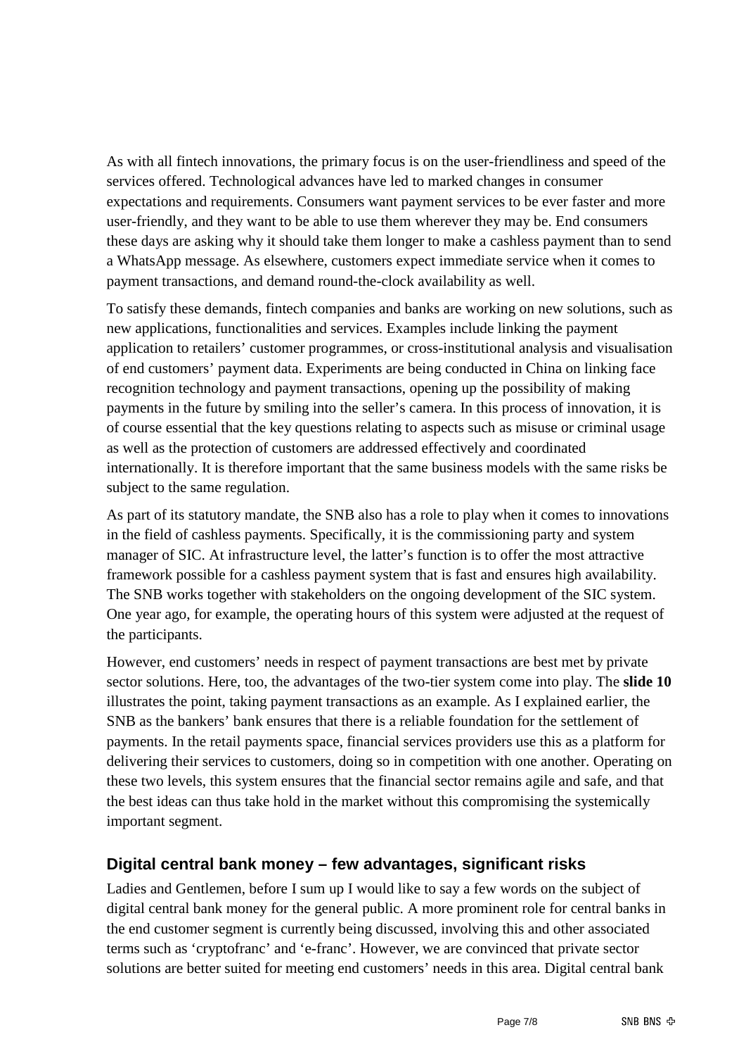As with all fintech innovations, the primary focus is on the user-friendliness and speed of the services offered. Technological advances have led to marked changes in consumer expectations and requirements. Consumers want payment services to be ever faster and more user-friendly, and they want to be able to use them wherever they may be. End consumers these days are asking why it should take them longer to make a cashless payment than to send a WhatsApp message. As elsewhere, customers expect immediate service when it comes to payment transactions, and demand round-the-clock availability as well.

To satisfy these demands, fintech companies and banks are working on new solutions, such as new applications, functionalities and services. Examples include linking the payment application to retailers' customer programmes, or cross-institutional analysis and visualisation of end customers' payment data. Experiments are being conducted in China on linking face recognition technology and payment transactions, opening up the possibility of making payments in the future by smiling into the seller's camera. In this process of innovation, it is of course essential that the key questions relating to aspects such as misuse or criminal usage as well as the protection of customers are addressed effectively and coordinated internationally. It is therefore important that the same business models with the same risks be subject to the same regulation.

As part of its statutory mandate, the SNB also has a role to play when it comes to innovations in the field of cashless payments. Specifically, it is the commissioning party and system manager of SIC. At infrastructure level, the latter's function is to offer the most attractive framework possible for a cashless payment system that is fast and ensures high availability. The SNB works together with stakeholders on the ongoing development of the SIC system. One year ago, for example, the operating hours of this system were adjusted at the request of the participants.

However, end customers' needs in respect of payment transactions are best met by private sector solutions. Here, too, the advantages of the two-tier system come into play. The **slide 10** illustrates the point, taking payment transactions as an example. As I explained earlier, the SNB as the bankers' bank ensures that there is a reliable foundation for the settlement of payments. In the retail payments space, financial services providers use this as a platform for delivering their services to customers, doing so in competition with one another. Operating on these two levels, this system ensures that the financial sector remains agile and safe, and that the best ideas can thus take hold in the market without this compromising the systemically important segment.

## Digital central bank money – few advantages, significant risks

Ladies and Gentlemen, before I sum up I would like to say a few words on the subject of digital central bank money for the general public. A more prominent role for central banks in the end customer segment is currently being discussed, involving this and other associated terms such as 'cryptofranc' and 'e-franc'. However, we are convinced that private sector solutions are better suited for meeting end customers' needs in this area. Digital central bank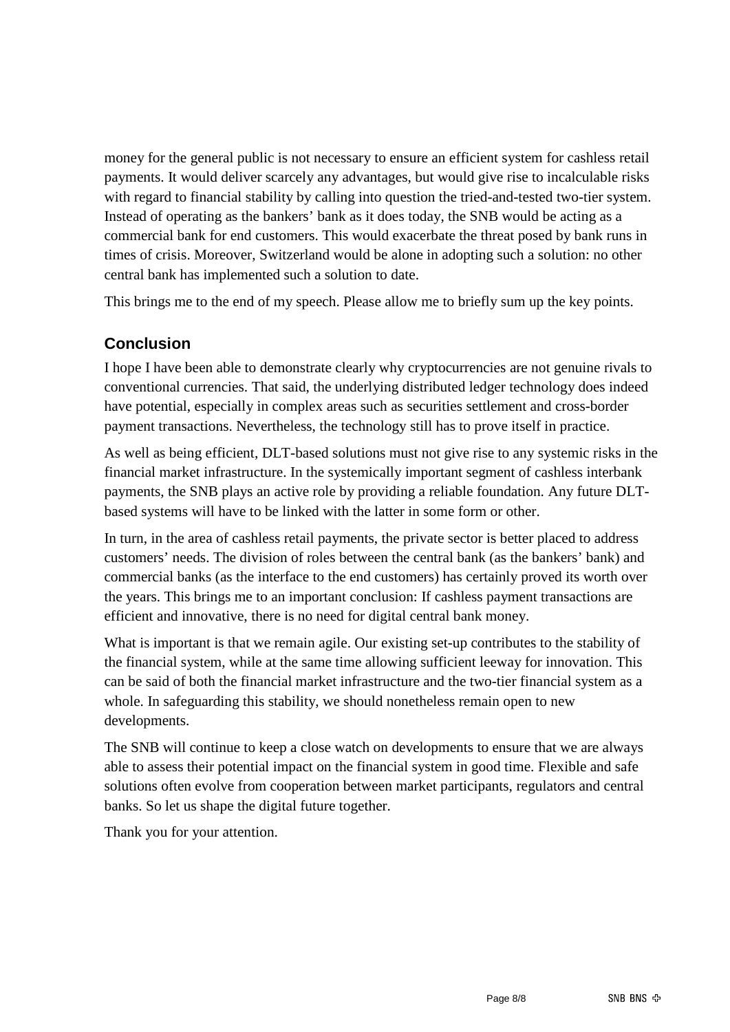money for the general public is not necessary to ensure an efficient system for cashless retail payments. It would deliver scarcely any advantages, but would give rise to incalculable risks with regard to financial stability by calling into question the tried-and-tested two-tier system. Instead of operating as the bankers' bank as it does today, the SNB would be acting as a commercial bank for end customers. This would exacerbate the threat posed by bank runs in times of crisis. Moreover, Switzerland would be alone in adopting such a solution: no other central bank has implemented such a solution to date.

This brings me to the end of my speech. Please allow me to briefly sum up the key points.

## Conclusion

I hope I have been able to demonstrate clearly why cryptocurrencies are not genuine rivals to conventional currencies. That said, the underlying distributed ledger technology does indeed have potential, especially in complex areas such as securities settlement and cross-border payment transactions. Nevertheless, the technology still has to prove itself in practice.

As well as being efficient, DLT-based solutions must not give rise to any systemic risks in the financial market infrastructure. In the systemically important segment of cashless interbank payments, the SNB plays an active role by providing a reliable foundation. Any future DLT-based systems will have to be linked with the latter in some form or other.

In turn, in the area of cashless retail payments, the private sector is better placed to address customers' needs. The division of roles between the central bank (as the bankers' bank) and commercial banks (as the interface to the end customers) has certainly proved its worth over the years. This brings me to an important conclusion: If cashless payment transactions are efficient and innovative, there is no need for digital central bank money.

What is important is that we remain agile. Our existing set-up contributes to the stability of the financial system, while at the same time allowing sufficient leeway for innovation. This can be said of both the financial market infrastructure and the two-tier financial system as a whole. In safeguarding this stability, we should nonetheless remain open to new developments.

The SNB will continue to keep a close watch on developments to ensure that we are always able to assess their potential impact on the financial system in good time. Flexible and safe solutions often evolve from cooperation between market participants, regulators and central banks. So let us shape the digital future together.

Thank you for your attention.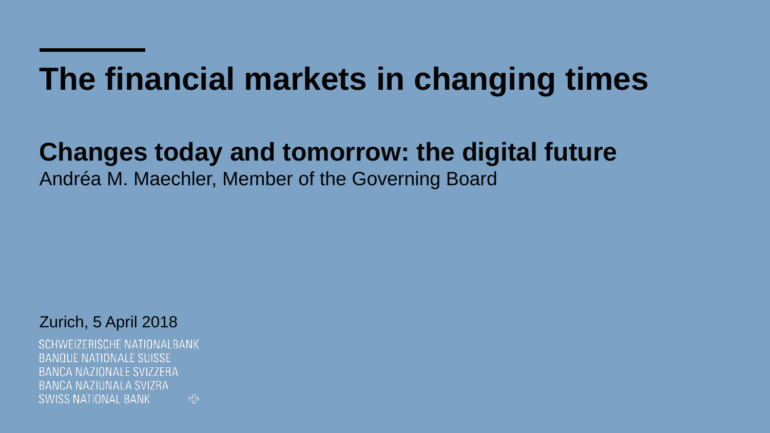# The financial markets in changing times

## Changes today and tomorrow: the digital future

Andréa M. Maechler, Member of the Governing Board

Zurich, 5 April 2018

SCHWEIZERISCHE NATIONALBANK
BANQUE NATIONALE SUISSE
BANCA NAZIONALE SVIZZERA
BANCA NAZIUNALA SVIZRA
SWISS NATIONAL BANK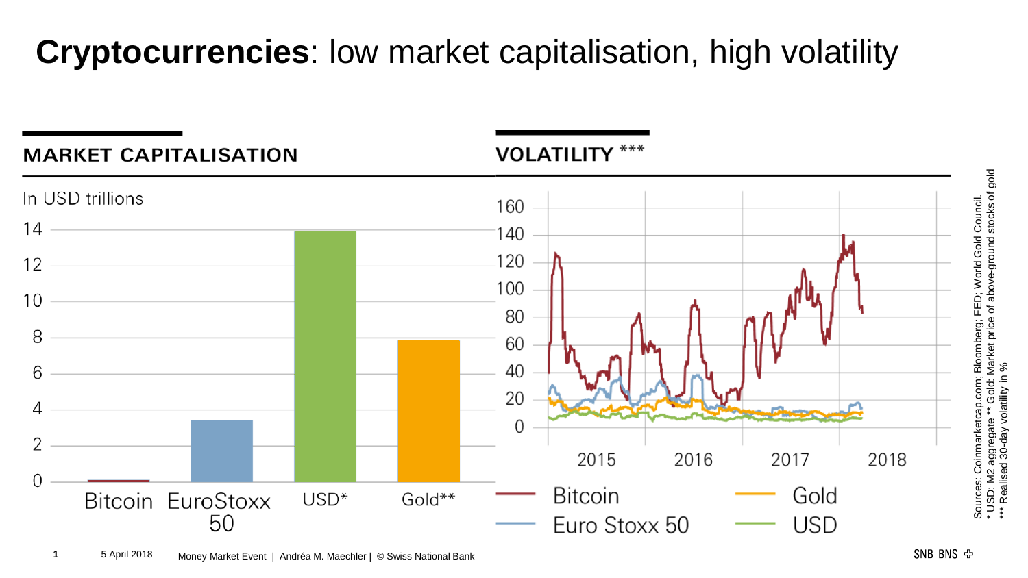# **Cryptocurrencies**: low market capitalisation, high volatility

## MARKET CAPITALISATION

In USD trillions

| | Bitcoin | EuroStoxx 50 | USD* | Gold** |
|---|---|---|---|---|

## VOLATILITY ***

Bitcoin | Euro Stoxx 50 | Gold | USD

Sources: Coinmarketcap.com; Bloomberg; FED; World Gold Council.
\* USD: M2 aggregate ** Gold: Market price of above-ground stocks of gold
\*** Realised 30-day volatility in %

5 April 2018 Money Market Event | Andréa M. Maechler | © Swiss National Bank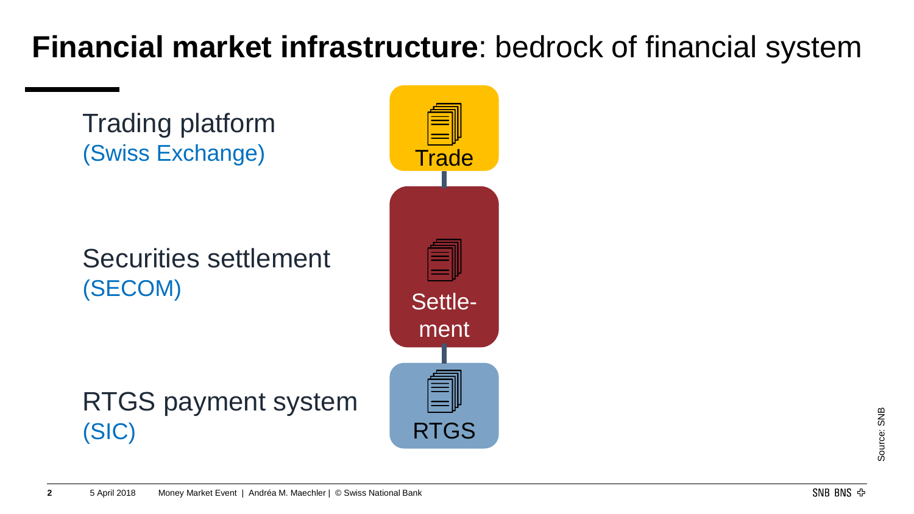# **Financial market infrastructure**: bedrock of financial system

Trading platform
(Swiss Exchange)

Securities settlement
(SECOM)

RTGS payment system
(SIC)

Trade

Settle-
ment

RTGS

Source: SNB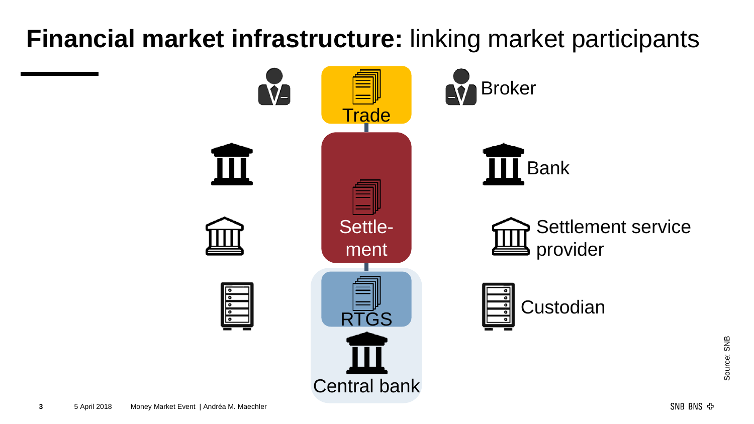# **Financial market infrastructure:** linking market participants

Trade

Settle-
ment

RTGS

Central bank

Broker

Bank

Settlement service provider

Custodian

Source: SNB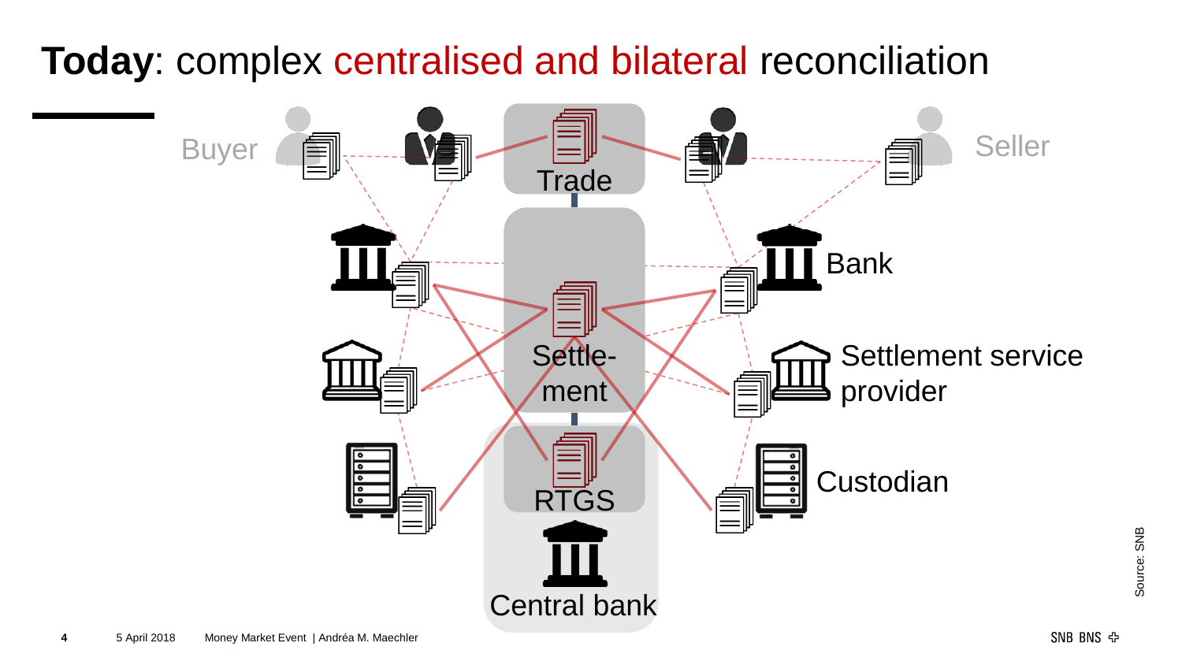# **Today**: complex centralised and bilateral reconciliation

Buyer

Seller

Trade

Bank

Settle-ment

Settlement service provider

Custodian

RTGS

Central bank

Source: SNB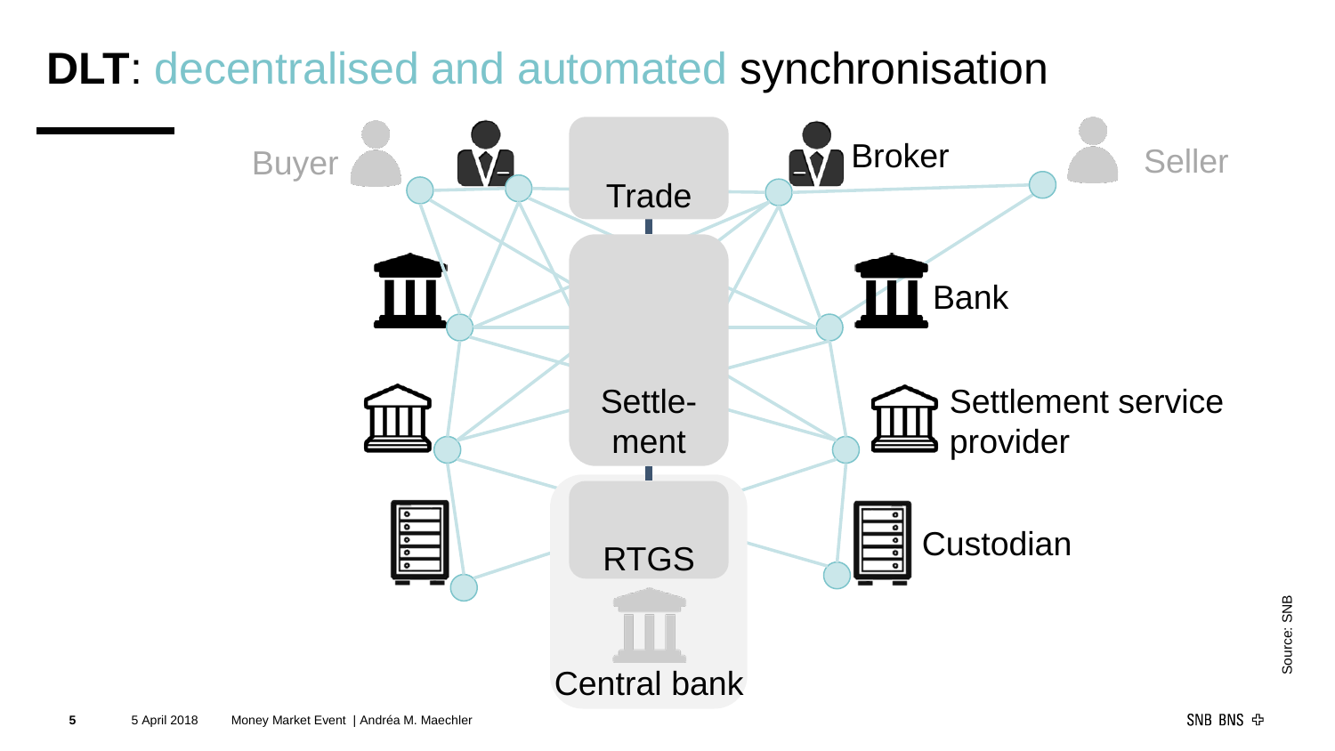# DLT: decentralised and automated synchronisation

Buyer

Broker

Seller

Trade

Bank

Settle-
ment

Settlement service provider

RTGS

Custodian

Central bank

Source: SNB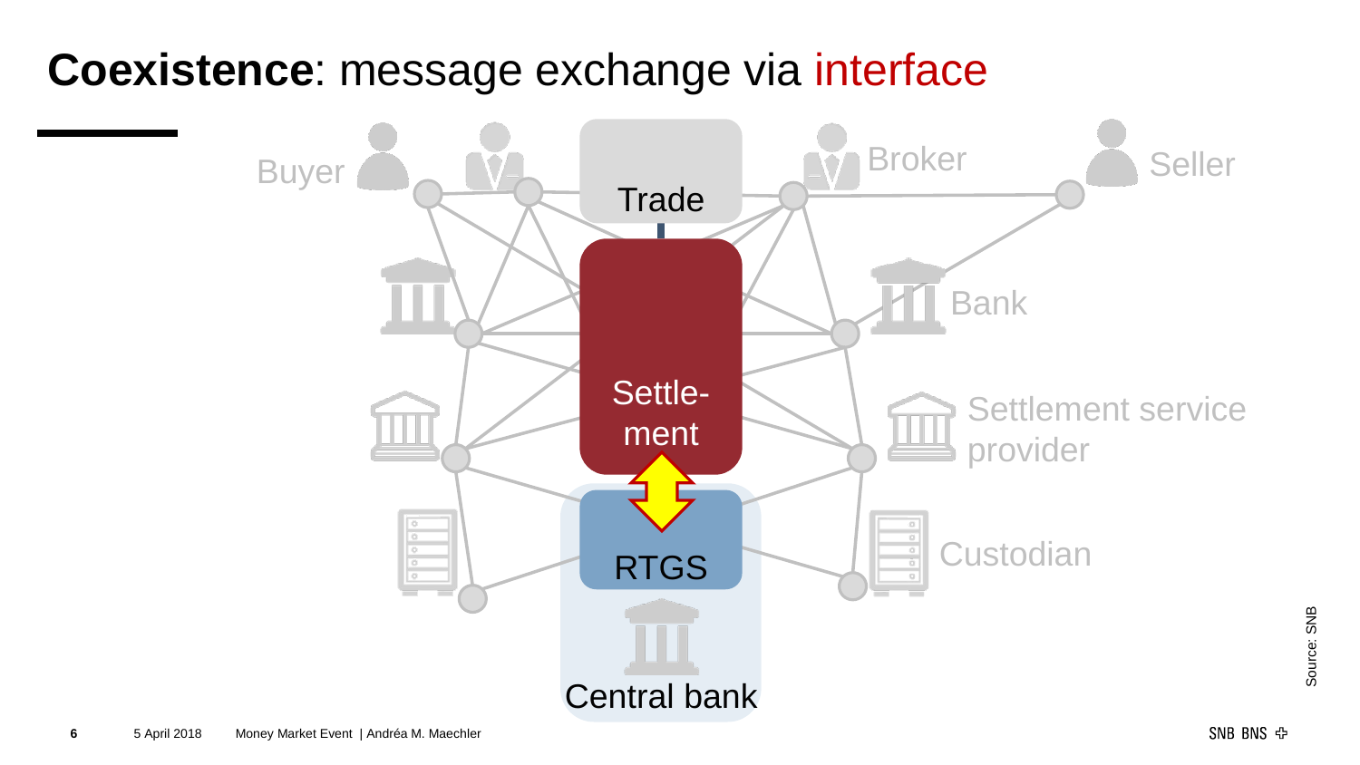# **Coexistence**: message exchange via interface

Buyer

Broker

Seller

Trade

Bank

Settle-ment

Settlement service provider

RTGS

Custodian

Central bank

Source: SNB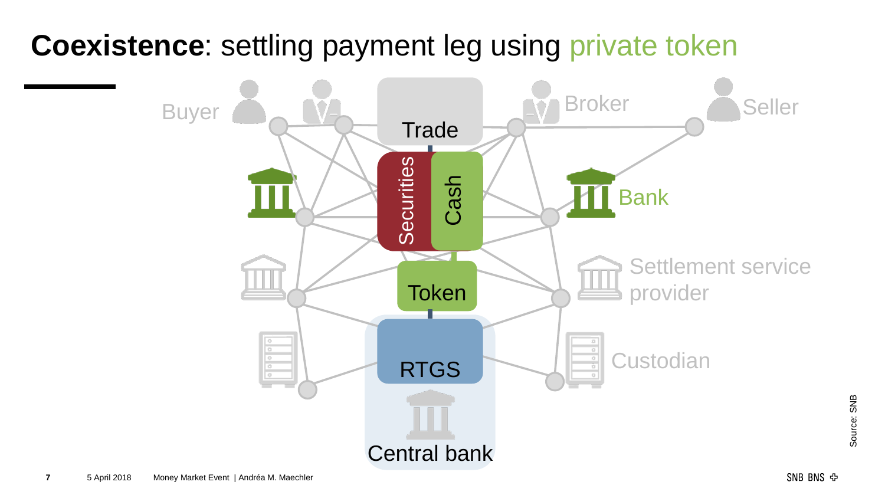# **Coexistence**: settling payment leg using private token

Buyer

Broker

Seller

Trade

Securities

Cash

Bank

Token

Settlement service provider

RTGS

Custodian

Central bank

Source: SNB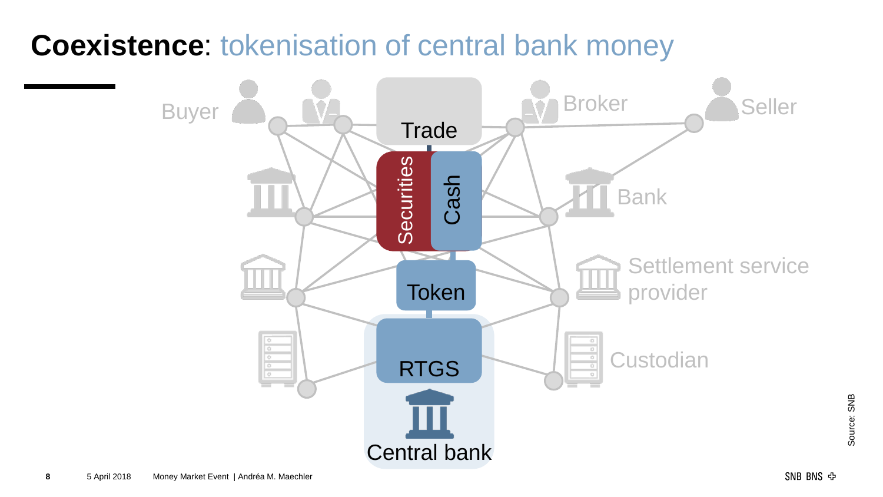# **Coexistence**: tokenisation of central bank money

Buyer

Broker

Seller

Trade

Securities

Cash

Bank

Token

Settlement service provider

RTGS

Custodian

Central bank

Source: SNB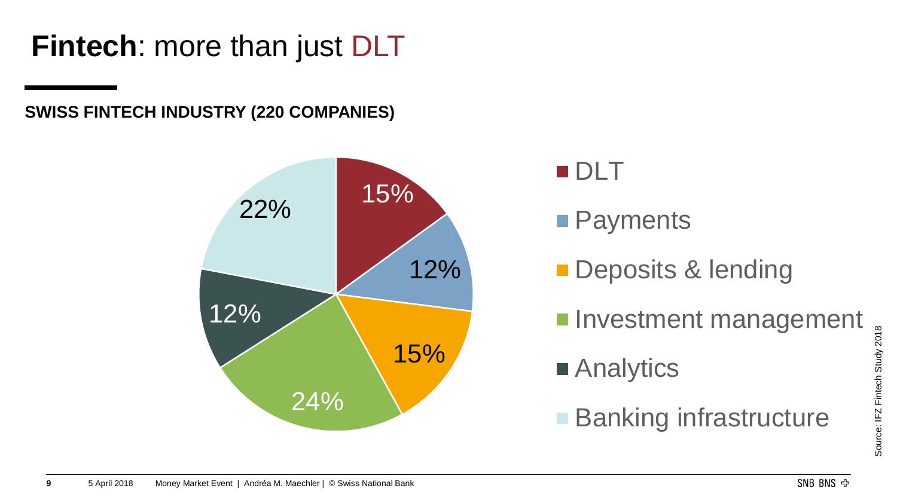# **Fintech**: more than just DLT

**SWISS FINTECH INDUSTRY (220 COMPANIES)**

| Category | Share |
| --- | --- |
| DLT | 15% |
| Payments | 12% |
| Deposits & lending | 15% |
| Investment management | 24% |
| Analytics | 12% |
| Banking infrastructure | 22% |

Source: IFZ Fintech Study 2018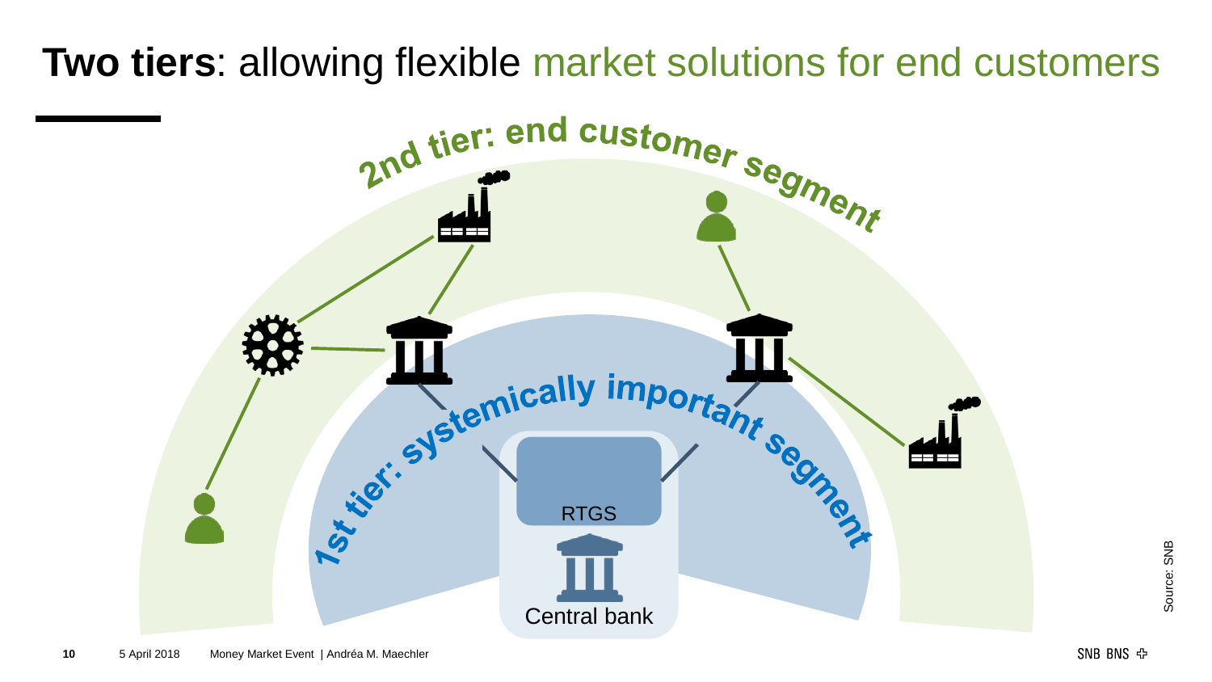# **Two tiers**: allowing flexible market solutions for end customers

2nd tier: end customer segment

1st tier: systemically important segment

RTGS

Central bank

Source: SNB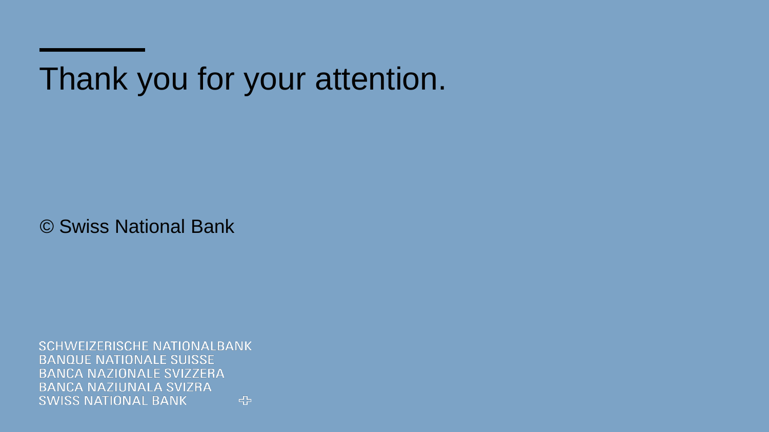# Thank you for your attention.

© Swiss National Bank

SCHWEIZERISCHE NATIONALBANK
BANQUE NATIONALE SUISSE
BANCA NAZIONALE SVIZZERA
BANCA NAZIUNALA SVIZRA
SWISS NATIONAL BANK